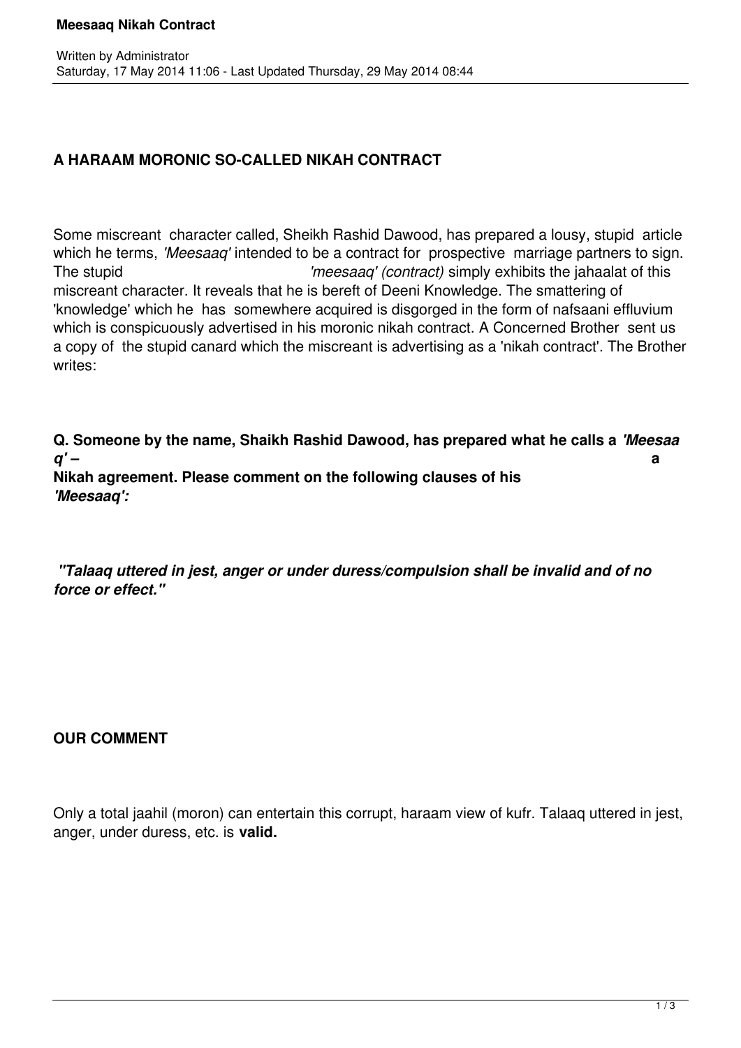# A HARAAM MORONIC SO-CALLED NIKAH CONTRACT

Some miscreant character called, Sheikh Rashid Dawood, has prepared a lousy, stupid article which he terms, *'Meesaaq'* intended to be a contract for prospective marriage partners to sign. The stupid *'meesaaq' (contract)* simply exhibits the jahaalat of this miscreant character. It reveals that he is bereft of Deeni Knowledge. The smattering of 'knowledge' which he has somewhere acquired is disgorged in the form of nafsaani effluvium which is conspicuously advertised in his moronic nikah contract. A Concerned Brother sent us a copy of the stupid canard which the miscreant is advertising as a 'nikah contract'. The Brother writes:

**Q. Someone by the name, Shaikh Rashid Dawood, has prepared what he calls a *'Meesaaq'* – a Nikah agreement. Please comment on the following clauses of his *'Meesaaq':***

***"Talaaq uttered in jest, anger or under duress/compulsion shall be invalid and of no force or effect."***

**OUR COMMENT**

Only a total jaahil (moron) can entertain this corrupt, haraam view of kufr. Talaaq uttered in jest, anger, under duress, etc. is **valid.**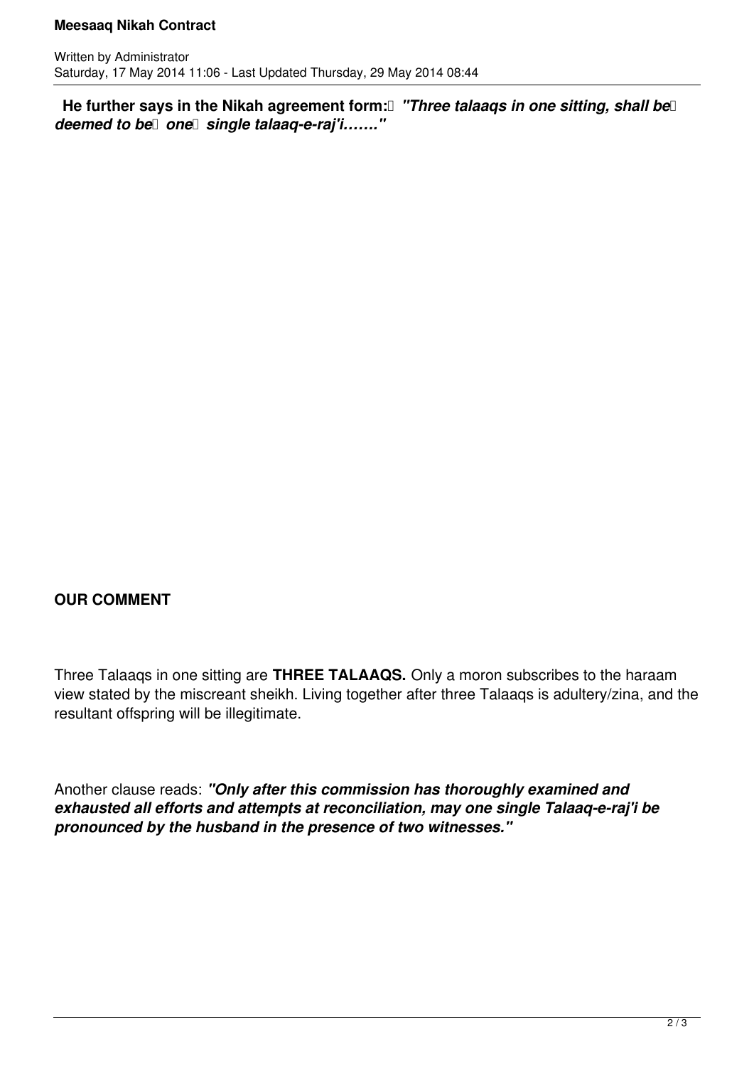**He further says in the Nikah agreement form:** ***"Three talaaqs in one sitting, shall be deemed to be one single talaaq-e-raj'i……."***

**OUR COMMENT**

Three Talaaqs in one sitting are **THREE TALAAQS.** Only a moron subscribes to the haraam view stated by the miscreant sheikh. Living together after three Talaaqs is adultery/zina, and the resultant offspring will be illegitimate.

Another clause reads: ***"Only after this commission has thoroughly examined and exhausted all efforts and attempts at reconciliation, may one single Talaaq-e-raj'i be pronounced by the husband in the presence of two witnesses."***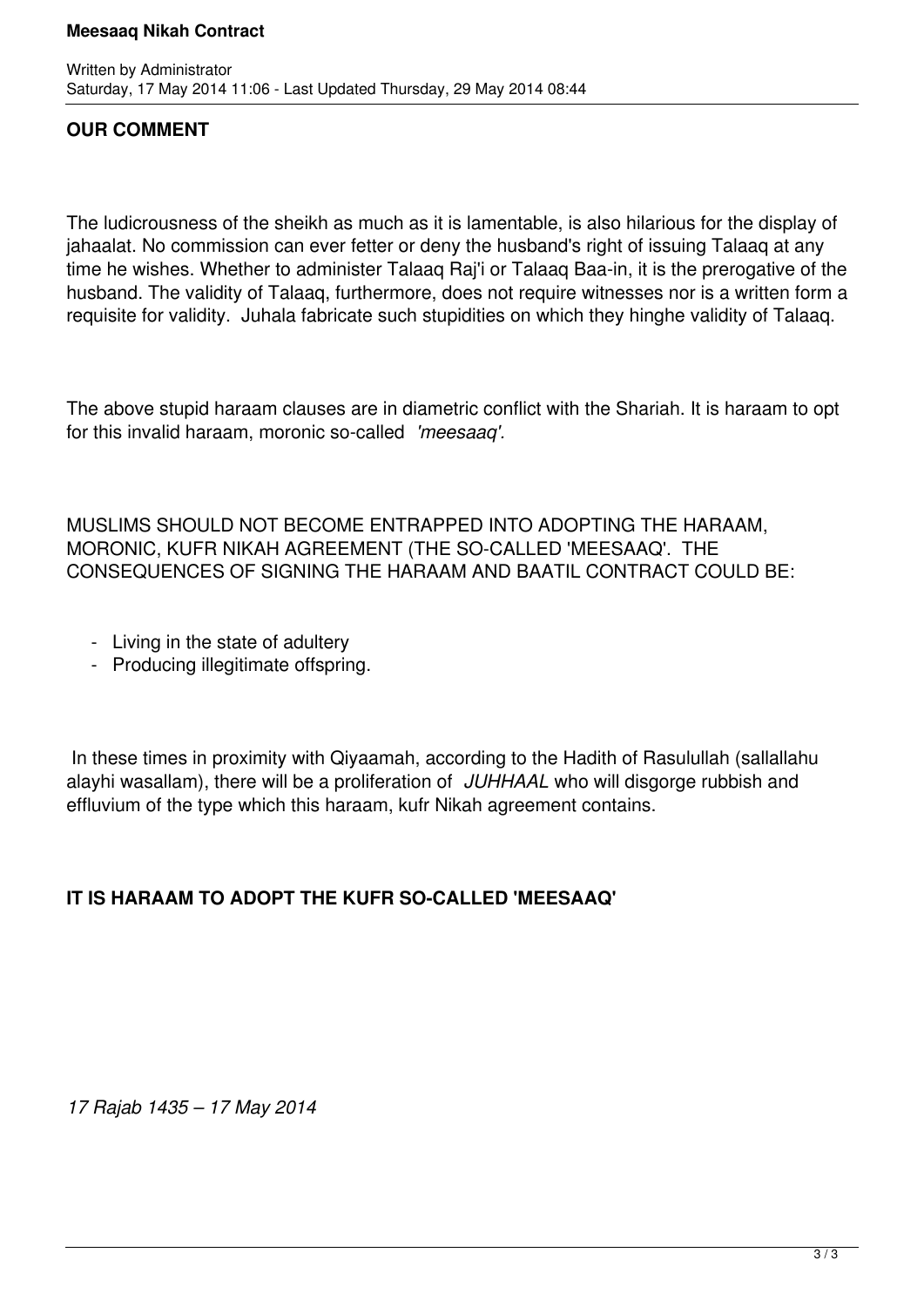**OUR COMMENT**

The ludicrousness of the sheikh as much as it is lamentable, is also hilarious for the display of jahaalat. No commission can ever fetter or deny the husband's right of issuing Talaaq at any time he wishes. Whether to administer Talaaq Raj'i or Talaaq Baa-in, it is the prerogative of the husband. The validity of Talaaq, furthermore, does not require witnesses nor is a written form a requisite for validity. Juhala fabricate such stupidities on which they hinghe validity of Talaaq.

The above stupid haraam clauses are in diametric conflict with the Shariah. It is haraam to opt for this invalid haraam, moronic so-called *'meesaaq'.*

MUSLIMS SHOULD NOT BECOME ENTRAPPED INTO ADOPTING THE HARAAM, MORONIC, KUFR NIKAH AGREEMENT (THE SO-CALLED 'MEESAAQ'. THE CONSEQUENCES OF SIGNING THE HARAAM AND BAATIL CONTRACT COULD BE:

- Living in the state of adultery
- Producing illegitimate offspring.

In these times in proximity with Qiyaamah, according to the Hadith of Rasulullah (sallallahu alayhi wasallam), there will be a proliferation of *JUHHAAL* who will disgorge rubbish and effluvium of the type which this haraam, kufr Nikah agreement contains.

**IT IS HARAAM TO ADOPT THE KUFR SO-CALLED 'MEESAAQ'**

*17 Rajab 1435 – 17 May 2014*